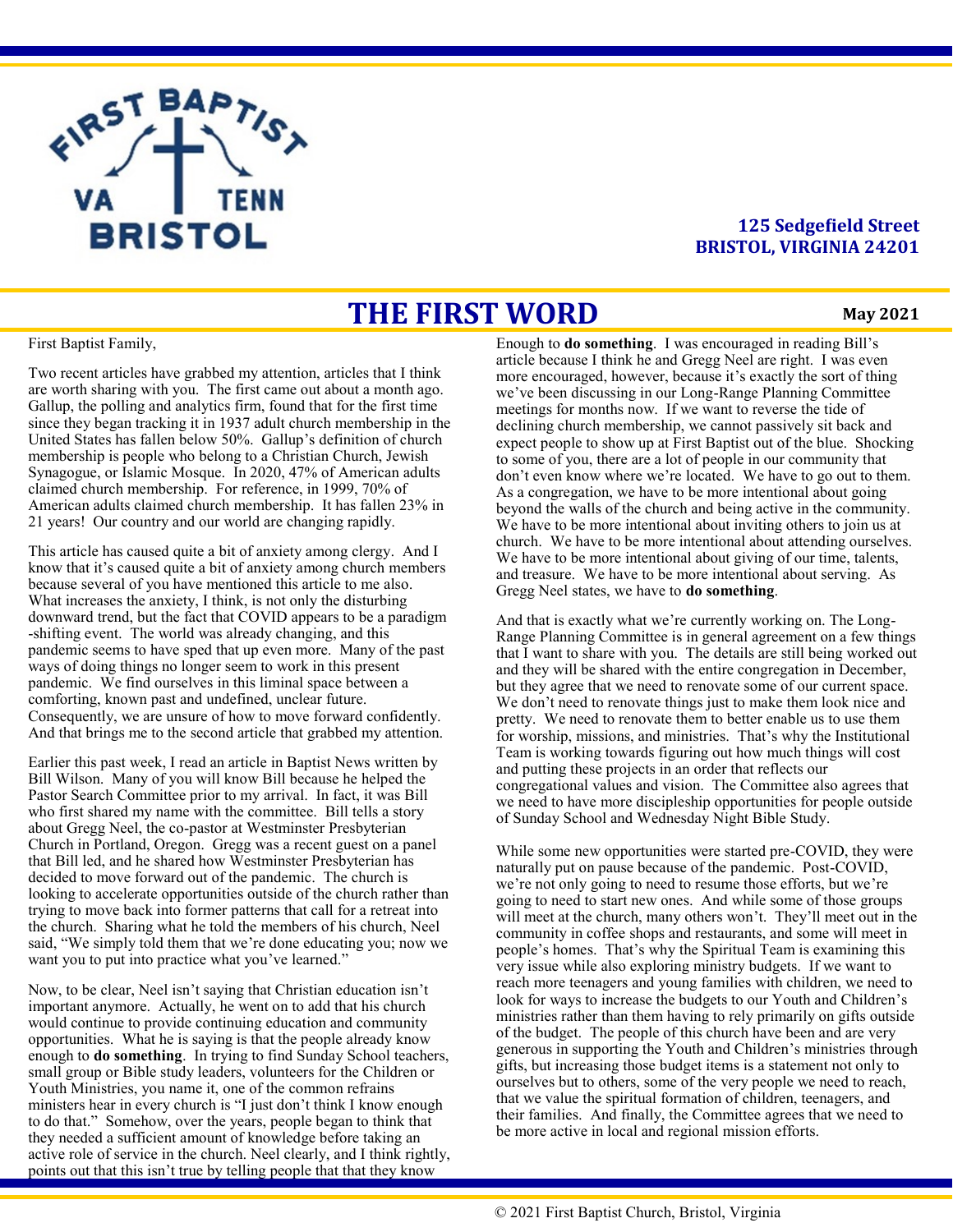125 Sedgefield Street
BRISTOL, VIRGINIA 24201

# THE FIRST WORD

**May 2021**

First Baptist Family,

Two recent articles have grabbed my attention, articles that I think are worth sharing with you. The first came out about a month ago. Gallup, the polling and analytics firm, found that for the first time since they began tracking it in 1937 adult church membership in the United States has fallen below 50%. Gallup's definition of church membership is people who belong to a Christian Church, Jewish Synagogue, or Islamic Mosque. In 2020, 47% of American adults claimed church membership. For reference, in 1999, 70% of American adults claimed church membership. It has fallen 23% in 21 years! Our country and our world are changing rapidly.

This article has caused quite a bit of anxiety among clergy. And I know that it's caused quite a bit of anxiety among church members because several of you have mentioned this article to me also. What increases the anxiety, I think, is not only the disturbing downward trend, but the fact that COVID appears to be a paradigm-shifting event. The world was already changing, and this pandemic seems to have sped that up even more. Many of the past ways of doing things no longer seem to work in this present pandemic. We find ourselves in this liminal space between a comforting, known past and undefined, unclear future. Consequently, we are unsure of how to move forward confidently. And that brings me to the second article that grabbed my attention.

Earlier this past week, I read an article in Baptist News written by Bill Wilson. Many of you will know Bill because he helped the Pastor Search Committee prior to my arrival. In fact, it was Bill who first shared my name with the committee. Bill tells a story about Gregg Neel, the co-pastor at Westminster Presbyterian Church in Portland, Oregon. Gregg was a recent guest on a panel that Bill led, and he shared how Westminster Presbyterian has decided to move forward out of the pandemic. The church is looking to accelerate opportunities outside of the church rather than trying to move back into former patterns that call for a retreat into the church. Sharing what he told the members of his church, Neel said, "We simply told them that we're done educating you; now we want you to put into practice what you've learned."

Now, to be clear, Neel isn't saying that Christian education isn't important anymore. Actually, he went on to add that his church would continue to provide continuing education and community opportunities. What he is saying is that the people already know enough to **do something**. In trying to find Sunday School teachers, small group or Bible study leaders, volunteers for the Children or Youth Ministries, you name it, one of the common refrains ministers hear in every church is "I just don't think I know enough to do that." Somehow, over the years, people began to think that they needed a sufficient amount of knowledge before taking an active role of service in the church. Neel clearly, and I think rightly, points out that this isn't true by telling people that that they know enough to **do something**. I was encouraged in reading Bill's article because I think he and Gregg Neel are right. I was even more encouraged, however, because it's exactly the sort of thing we've been discussing in our Long-Range Planning Committee meetings for months now. If we want to reverse the tide of declining church membership, we cannot passively sit back and expect people to show up at First Baptist out of the blue. Shocking to some of you, there are a lot of people in our community that don't even know where we're located. We have to go out to them. As a congregation, we have to be more intentional about going beyond the walls of the church and being active in the community. We have to be more intentional about inviting others to join us at church. We have to be more intentional about attending ourselves. We have to be more intentional about giving of our time, talents, and treasure. We have to be more intentional about serving. As Gregg Neel states, we have to **do something**.

And that is exactly what we're currently working on. The Long-Range Planning Committee is in general agreement on a few things that I want to share with you. The details are still being worked out and they will be shared with the entire congregation in December, but they agree that we need to renovate some of our current space. We don't need to renovate things just to make them look nice and pretty. We need to renovate them to better enable us to use them for worship, missions, and ministries. That's why the Institutional Team is working towards figuring out how much things will cost and putting these projects in an order that reflects our congregational values and vision. The Committee also agrees that we need to have more discipleship opportunities for people outside of Sunday School and Wednesday Night Bible Study.

While some new opportunities were started pre-COVID, they were naturally put on pause because of the pandemic. Post-COVID, we're not only going to need to resume those efforts, but we're going to need to start new ones. And while some of those groups will meet at the church, many others won't. They'll meet out in the community in coffee shops and restaurants, and some will meet in people's homes. That's why the Spiritual Team is examining this very issue while also exploring ministry budgets. If we want to reach more teenagers and young families with children, we need to look for ways to increase the budgets to our Youth and Children's ministries rather than them having to rely primarily on gifts outside of the budget. The people of this church have been and are very generous in supporting the Youth and Children's ministries through gifts, but increasing those budget items is a statement not only to ourselves but to others, some of the very people we need to reach, that we value the spiritual formation of children, teenagers, and their families. And finally, the Committee agrees that we need to be more active in local and regional mission efforts.

© 2021 First Baptist Church, Bristol, Virginia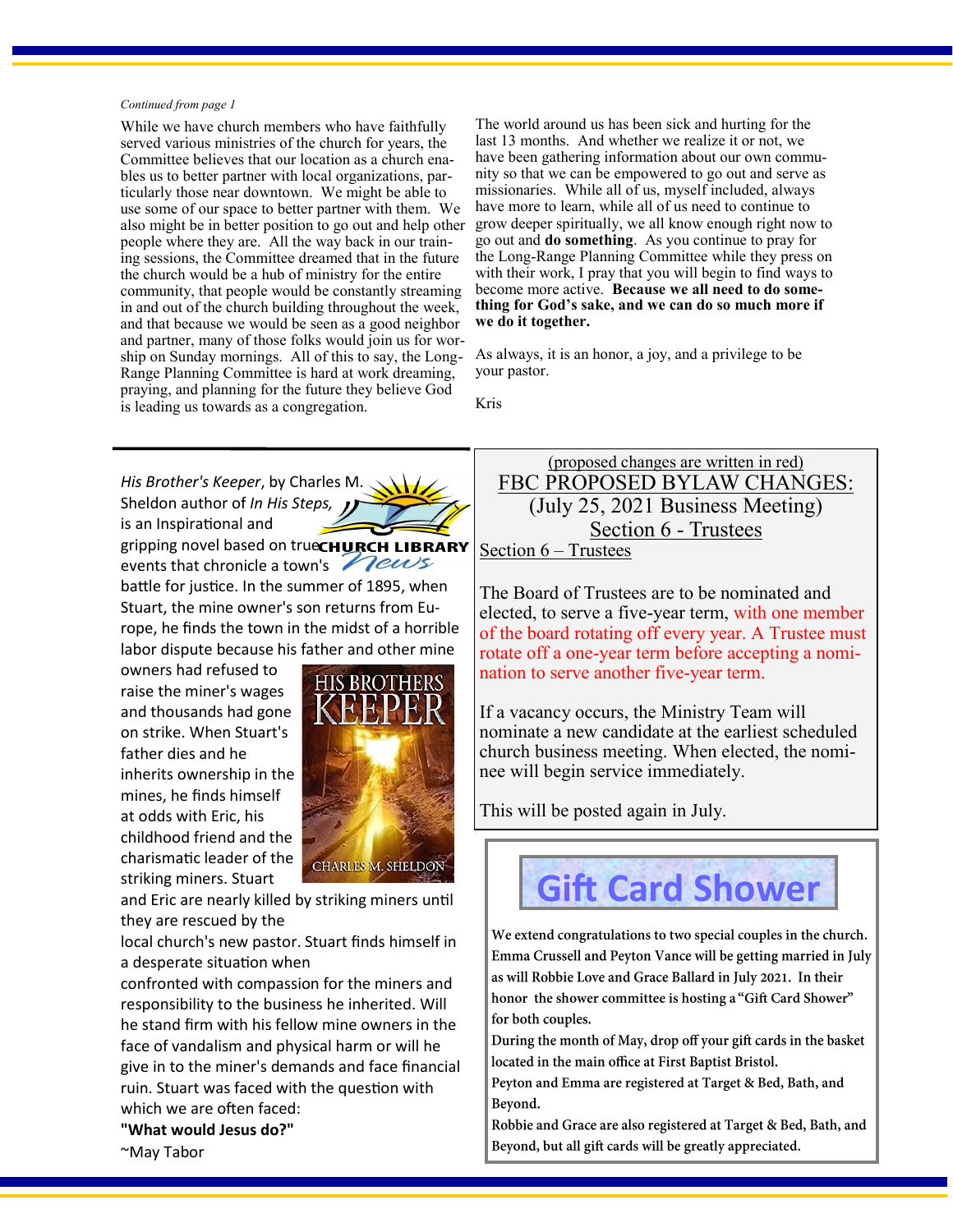*Continued from page 1*

While we have church members who have faithfully served various ministries of the church for years, the Committee believes that our location as a church enables us to better partner with local organizations, particularly those near downtown. We might be able to use some of our space to better partner with them. We also might be in better position to go out and help other people where they are. All the way back in our training sessions, the Committee dreamed that in the future the church would be a hub of ministry for the entire community, that people would be constantly streaming in and out of the church building throughout the week, and that because we would be seen as a good neighbor and partner, many of those folks would join us for worship on Sunday mornings. All of this to say, the Long-Range Planning Committee is hard at work dreaming, praying, and planning for the future they believe God is leading us towards as a congregation.

The world around us has been sick and hurting for the last 13 months. And whether we realize it or not, we have been gathering information about our own community so that we can be empowered to go out and serve as missionaries. While all of us, myself included, always have more to learn, while all of us need to continue to grow deeper spiritually, we all know enough right now to go out and **do something**. As you continue to pray for the Long-Range Planning Committee while they press on with their work, I pray that you will begin to find ways to become more active. **Because we all need to do something for God's sake, and we can do so much more if we do it together.**

As always, it is an honor, a joy, and a privilege to be your pastor.

Kris

## CHURCH LIBRARY News

*His Brother's Keeper*, by Charles M. Sheldon author of *In His Steps*, is an Inspirational and gripping novel based on true events that chronicle a town's battle for justice. In the summer of 1895, when Stuart, the mine owner's son returns from Europe, he finds the town in the midst of a horrible labor dispute because his father and other mine owners had refused to raise the miner's wages and thousands had gone on strike. When Stuart's father dies and he inherits ownership in the mines, he finds himself at odds with Eric, his childhood friend and the charismatic leader of the striking miners. Stuart and Eric are nearly killed by striking miners until they are rescued by the local church's new pastor. Stuart finds himself in a desperate situation when confronted with compassion for the miners and responsibility to the business he inherited. Will he stand firm with his fellow mine owners in the face of vandalism and physical harm or will he give in to the miner's demands and face financial ruin. Stuart was faced with the question with which we are often faced:

**"What would Jesus do?"**

~May Tabor

(proposed changes are written in red)

## FBC PROPOSED BYLAW CHANGES:

### (July 25, 2021 Business Meeting)

### Section 6 - Trustees

Section 6 – Trustees

The Board of Trustees are to be nominated and elected, to serve a five-year term, with one member of the board rotating off every year. A Trustee must rotate off a one-year term before accepting a nomination to serve another five-year term.

If a vacancy occurs, the Ministry Team will nominate a new candidate at the earliest scheduled church business meeting. When elected, the nominee will begin service immediately.

This will be posted again in July.

## Gift Card Shower

**We extend congratulations to two special couples in the church. Emma Crussell and Peyton Vance will be getting married in July as will Robbie Love and Grace Ballard in July 2021. In their honor the shower committee is hosting a "Gift Card Shower" for both couples.**

**During the month of May, drop off your gift cards in the basket located in the main office at First Baptist Bristol.**

**Peyton and Emma are registered at Target & Bed, Bath, and Beyond.**

**Robbie and Grace are also registered at Target & Bed, Bath, and Beyond, but all gift cards will be greatly appreciated.**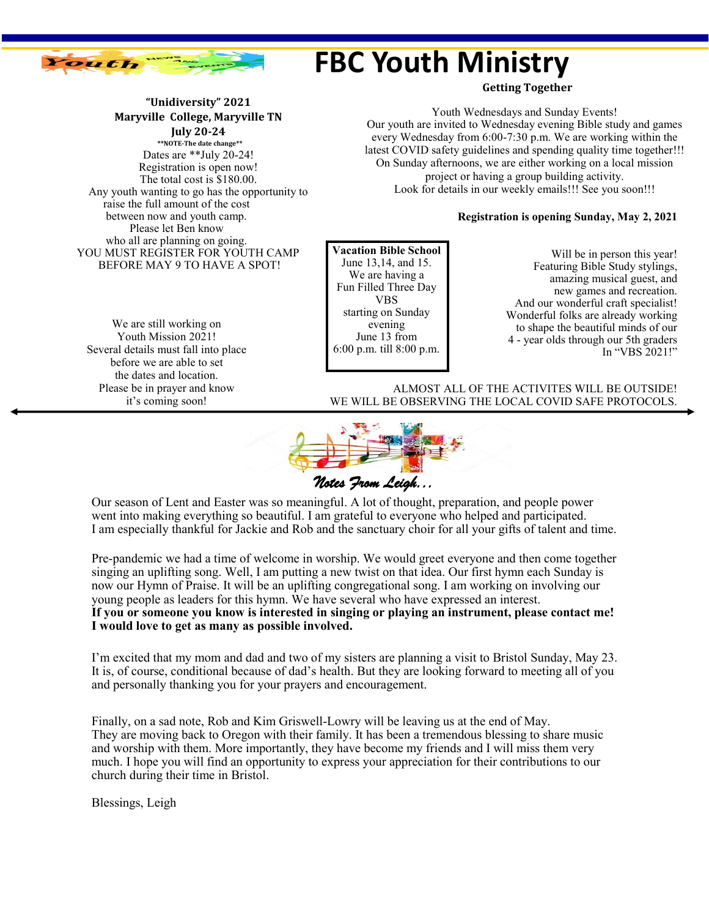# FBC Youth Ministry

**Getting Together**

**"Unidiversity" 2021**
**Maryville College, Maryville TN**
**July 20-24**
**\*\*NOTE-The date change\*\***

Dates are \*\*July 20-24!
Registration is open now!
The total cost is $180.00.
Any youth wanting to go has the opportunity to raise the full amount of the cost between now and youth camp.
Please let Ben know who all are planning on going.
YOU MUST REGISTER FOR YOUTH CAMP BEFORE MAY 9 TO HAVE A SPOT!

We are still working on Youth Mission 2021!
Several details must fall into place before we are able to set the dates and location.
Please be in prayer and know it's coming soon!

Youth Wednesdays and Sunday Events!
Our youth are invited to Wednesday evening Bible study and games every Wednesday from 6:00-7:30 p.m. We are working within the latest COVID safety guidelines and spending quality time together!!!
On Sunday afternoons, we are either working on a local mission project or having a group building activity.
Look for details in our weekly emails!!! See you soon!!!

**Registration is opening Sunday, May 2, 2021**

**Vacation Bible School**
June 13,14, and 15.
We are having a Fun Filled Three Day VBS starting on Sunday evening June 13 from 6:00 p.m. till 8:00 p.m.

Will be in person this year!
Featuring Bible Study stylings, amazing musical guest, and new games and recreation.
And our wonderful craft specialist!
Wonderful folks are already working to shape the beautiful minds of our 4 - year olds through our 5th graders In "VBS 2021!"

ALMOST ALL OF THE ACTIVITES WILL BE OUTSIDE!
WE WILL BE OBSERVING THE LOCAL COVID SAFE PROTOCOLS.

## *Notes From Leigh…*

Our season of Lent and Easter was so meaningful. A lot of thought, preparation, and people power went into making everything so beautiful. I am grateful to everyone who helped and participated. I am especially thankful for Jackie and Rob and the sanctuary choir for all your gifts of talent and time.

Pre-pandemic we had a time of welcome in worship. We would greet everyone and then come together singing an uplifting song. Well, I am putting a new twist on that idea. Our first hymn each Sunday is now our Hymn of Praise. It will be an uplifting congregational song. I am working on involving our young people as leaders for this hymn. We have several who have expressed an interest.
**If you or someone you know is interested in singing or playing an instrument, please contact me! I would love to get as many as possible involved.**

I'm excited that my mom and dad and two of my sisters are planning a visit to Bristol Sunday, May 23. It is, of course, conditional because of dad's health. But they are looking forward to meeting all of you and personally thanking you for your prayers and encouragement.

Finally, on a sad note, Rob and Kim Griswell-Lowry will be leaving us at the end of May. They are moving back to Oregon with their family. It has been a tremendous blessing to share music and worship with them. More importantly, they have become my friends and I will miss them very much. I hope you will find an opportunity to express your appreciation for their contributions to our church during their time in Bristol.

Blessings, Leigh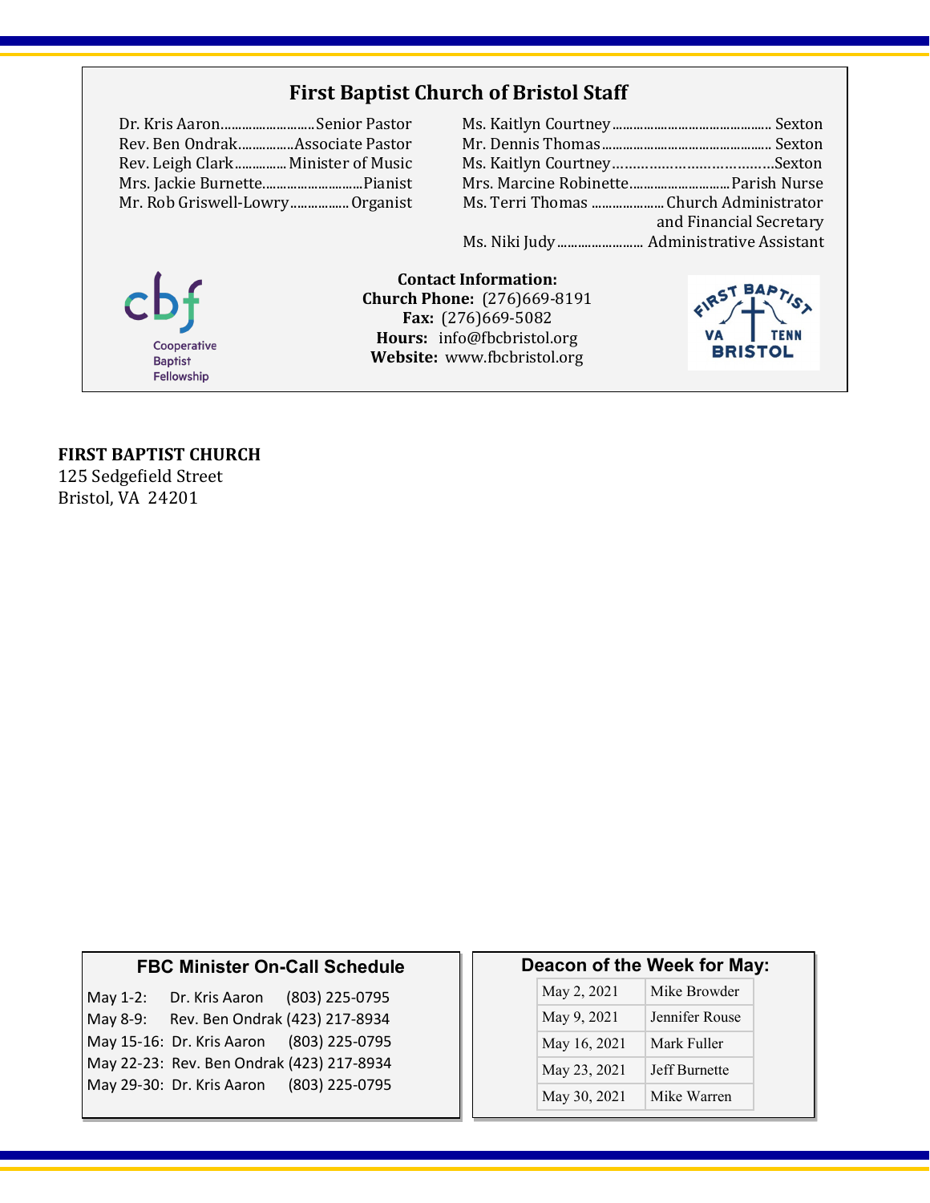## First Baptist Church of Bristol Staff

Dr. Kris Aaron..........................Senior Pastor
Rev. Ben Ondrak................Associate Pastor
Rev. Leigh Clark...............Minister of Music
Mrs. Jackie Burnette.............................Pianist
Mr. Rob Griswell-Lowry.................Organist

Ms. Kaitlyn Courtney.............................................Sexton
Mr. Dennis Thomas................................................Sexton
Ms. Kaitlyn Courtney…………………………………Sexton
Mrs. Marcine Robinette.............................Parish Nurse
Ms. Terri Thomas .....................Church Administrator and Financial Secretary
Ms. Niki Judy......................... Administrative Assistant

Cooperative Baptist Fellowship

**Contact Information:**
**Church Phone:** (276)669-8191
**Fax:** (276)669-5082
**Hours:** info@fbcbristol.org
**Website:** www.fbcbristol.org

FIRST BAPTIST VA TENN BRISTOL

**FIRST BAPTIST CHURCH**
125 Sedgefield Street
Bristol, VA 24201

### FBC Minister On-Call Schedule

| | | |
|---|---|---|
| May 1-2: | Dr. Kris Aaron | (803) 225-0795 |
| May 8-9: | Rev. Ben Ondrak | (423) 217-8934 |
| May 15-16: | Dr. Kris Aaron | (803) 225-0795 |
| May 22-23: | Rev. Ben Ondrak | (423) 217-8934 |
| May 29-30: | Dr. Kris Aaron | (803) 225-0795 |

### Deacon of the Week for May:

| | |
|---|---|
| May 2, 2021 | Mike Browder |
| May 9, 2021 | Jennifer Rouse |
| May 16, 2021 | Mark Fuller |
| May 23, 2021 | Jeff Burnette |
| May 30, 2021 | Mike Warren |